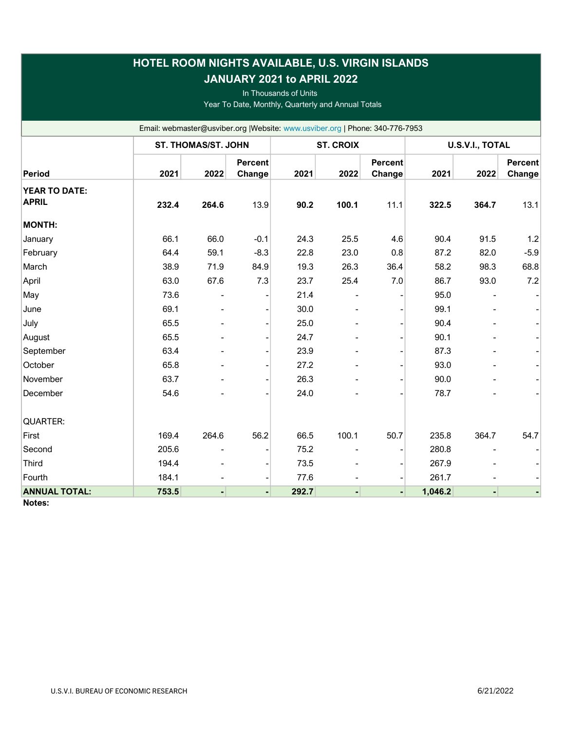# HOTEL ROOM NIGHTS AVAILABLE, U.S. VIRGIN ISLANDS

## JANUARY 2021 to APRIL 2022

In Thousands of Units

Year To Date, Monthly, Quarterly and Annual Totals

Email: webmaster@usviber.org |Website: www.usviber.org | Phone: 340-776-7953

| | ST. THOMAS/ST. JOHN | | | ST. CROIX | | | U.S.V.I., TOTAL | | |
|---|---|---|---|---|---|---|---|---|---|
| **Period** | **2021** | **2022** | **Percent Change** | **2021** | **2022** | **Percent Change** | **2021** | **2022** | **Percent Change** |
| **YEAR TO DATE: APRIL** | **232.4** | **264.6** | 13.9 | **90.2** | **100.1** | 11.1 | **322.5** | **364.7** | 13.1 |
| **MONTH:** | | | | | | | | | |
| January | 66.1 | 66.0 | -0.1 | 24.3 | 25.5 | 4.6 | 90.4 | 91.5 | 1.2 |
| February | 64.4 | 59.1 | -8.3 | 22.8 | 23.0 | 0.8 | 87.2 | 82.0 | -5.9 |
| March | 38.9 | 71.9 | 84.9 | 19.3 | 26.3 | 36.4 | 58.2 | 98.3 | 68.8 |
| April | 63.0 | 67.6 | 7.3 | 23.7 | 25.4 | 7.0 | 86.7 | 93.0 | 7.2 |
| May | 73.6 | - | - | 21.4 | - | - | 95.0 | - | - |
| June | 69.1 | - | - | 30.0 | - | - | 99.1 | - | - |
| July | 65.5 | - | - | 25.0 | - | - | 90.4 | - | - |
| August | 65.5 | - | - | 24.7 | - | - | 90.1 | - | - |
| September | 63.4 | - | - | 23.9 | - | - | 87.3 | - | - |
| October | 65.8 | - | - | 27.2 | - | - | 93.0 | - | - |
| November | 63.7 | - | - | 26.3 | - | - | 90.0 | - | - |
| December | 54.6 | - | - | 24.0 | - | - | 78.7 | - | - |
| QUARTER: | | | | | | | | | |
| First | 169.4 | 264.6 | 56.2 | 66.5 | 100.1 | 50.7 | 235.8 | 364.7 | 54.7 |
| Second | 205.6 | - | - | 75.2 | - | - | 280.8 | - | - |
| Third | 194.4 | - | - | 73.5 | - | - | 267.9 | - | - |
| Fourth | 184.1 | - | - | 77.6 | - | - | 261.7 | - | - |
| **ANNUAL TOTAL:** | **753.5** | **-** | **-** | **292.7** | **-** | **-** | **1,046.2** | **-** | **-** |

**Notes:**

U.S.V.I. BUREAU OF ECONOMIC RESEARCH 6/21/2022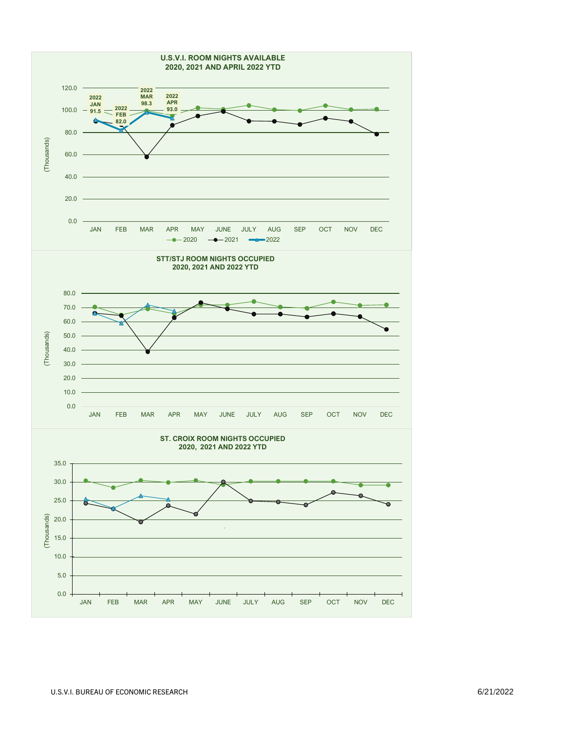**U.S.V.I. ROOM NIGHTS AVAILABLE**
**2020, 2021 AND APRIL 2022 YTD**

(Thousands)

120.0
100.0
80.0
60.0
40.0
20.0
0.0

2022 JAN 91.5
2022 FEB 82.0
2022 MAR 98.3
2022 APR 93.0

JAN FEB MAR APR MAY JUNE JULY AUG SEP OCT NOV DEC

2020 2021 2022

**STT/STJ ROOM NIGHTS OCCUPIED**
**2020, 2021 AND 2022 YTD**

(Thousands)

80.0
70.0
60.0
50.0
40.0
30.0
20.0
10.0
0.0

JAN FEB MAR APR MAY JUNE JULY AUG SEP OCT NOV DEC

**ST. CROIX ROOM NIGHTS OCCUPIED**
**2020, 2021 AND 2022 YTD**

(Thousands)

35.0
30.0
25.0
20.0
15.0
10.0
5.0
0.0

JAN FEB MAR APR MAY JUNE JULY AUG SEP OCT NOV DEC

U.S.V.I. BUREAU OF ECONOMIC RESEARCH 6/21/2022